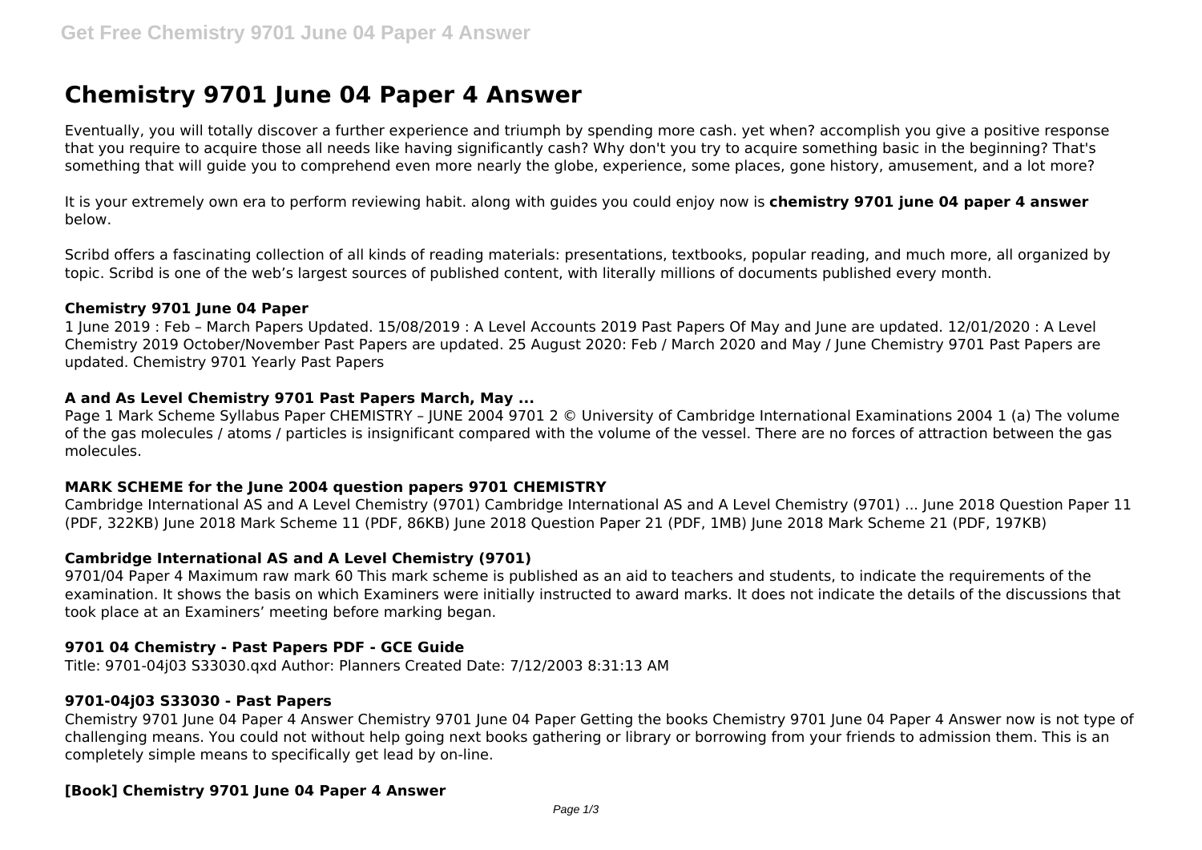# Chemistry 9701 June 04 Paper 4 Answer

Eventually, you will totally discover a further experience and triumph by spending more cash. yet when? accomplish you give a positive response that you require to acquire those all needs like having significantly cash? Why don't you try to acquire something basic in the beginning? That's something that will guide you to comprehend even more nearly the globe, experience, some places, gone history, amusement, and a lot more?

It is your extremely own era to perform reviewing habit. along with guides you could enjoy now is **chemistry 9701 june 04 paper 4 answer** below.

Scribd offers a fascinating collection of all kinds of reading materials: presentations, textbooks, popular reading, and much more, all organized by topic. Scribd is one of the web's largest sources of published content, with literally millions of documents published every month.

### Chemistry 9701 June 04 Paper

1 June 2019 : Feb – March Papers Updated. 15/08/2019 : A Level Accounts 2019 Past Papers Of May and June are updated. 12/01/2020 : A Level Chemistry 2019 October/November Past Papers are updated. 25 August 2020: Feb / March 2020 and May / June Chemistry 9701 Past Papers are updated. Chemistry 9701 Yearly Past Papers

### A and As Level Chemistry 9701 Past Papers March, May ...

Page 1 Mark Scheme Syllabus Paper CHEMISTRY – JUNE 2004 9701 2 © University of Cambridge International Examinations 2004 1 (a) The volume of the gas molecules / atoms / particles is insignificant compared with the volume of the vessel. There are no forces of attraction between the gas molecules.

### MARK SCHEME for the June 2004 question papers 9701 CHEMISTRY

Cambridge International AS and A Level Chemistry (9701) Cambridge International AS and A Level Chemistry (9701) ... June 2018 Question Paper 11 (PDF, 322KB) June 2018 Mark Scheme 11 (PDF, 86KB) June 2018 Question Paper 21 (PDF, 1MB) June 2018 Mark Scheme 21 (PDF, 197KB)

### Cambridge International AS and A Level Chemistry (9701)

9701/04 Paper 4 Maximum raw mark 60 This mark scheme is published as an aid to teachers and students, to indicate the requirements of the examination. It shows the basis on which Examiners were initially instructed to award marks. It does not indicate the details of the discussions that took place at an Examiners' meeting before marking began.

### 9701 04 Chemistry - Past Papers PDF - GCE Guide

Title: 9701-04j03 S33030.qxd Author: Planners Created Date: 7/12/2003 8:31:13 AM

### 9701-04j03 S33030 - Past Papers

Chemistry 9701 June 04 Paper 4 Answer Chemistry 9701 June 04 Paper Getting the books Chemistry 9701 June 04 Paper 4 Answer now is not type of challenging means. You could not without help going next books gathering or library or borrowing from your friends to admission them. This is an completely simple means to specifically get lead by on-line.

### [Book] Chemistry 9701 June 04 Paper 4 Answer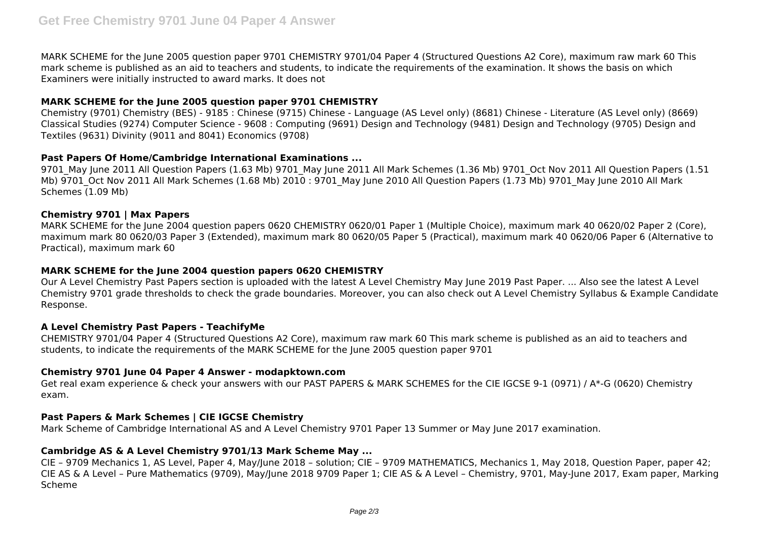MARK SCHEME for the June 2005 question paper 9701 CHEMISTRY 9701/04 Paper 4 (Structured Questions A2 Core), maximum raw mark 60 This mark scheme is published as an aid to teachers and students, to indicate the requirements of the examination. It shows the basis on which Examiners were initially instructed to award marks. It does not

### MARK SCHEME for the June 2005 question paper 9701 CHEMISTRY

Chemistry (9701) Chemistry (BES) - 9185 : Chinese (9715) Chinese - Language (AS Level only) (8681) Chinese - Literature (AS Level only) (8669) Classical Studies (9274) Computer Science - 9608 : Computing (9691) Design and Technology (9481) Design and Technology (9705) Design and Textiles (9631) Divinity (9011 and 8041) Economics (9708)

### Past Papers Of Home/Cambridge International Examinations ...

9701_May June 2011 All Question Papers (1.63 Mb) 9701_May June 2011 All Mark Schemes (1.36 Mb) 9701_Oct Nov 2011 All Question Papers (1.51 Mb) 9701_Oct Nov 2011 All Mark Schemes (1.68 Mb) 2010 : 9701_May June 2010 All Question Papers (1.73 Mb) 9701_May June 2010 All Mark Schemes (1.09 Mb)

### Chemistry 9701 | Max Papers

MARK SCHEME for the June 2004 question papers 0620 CHEMISTRY 0620/01 Paper 1 (Multiple Choice), maximum mark 40 0620/02 Paper 2 (Core), maximum mark 80 0620/03 Paper 3 (Extended), maximum mark 80 0620/05 Paper 5 (Practical), maximum mark 40 0620/06 Paper 6 (Alternative to Practical), maximum mark 60

### MARK SCHEME for the June 2004 question papers 0620 CHEMISTRY

Our A Level Chemistry Past Papers section is uploaded with the latest A Level Chemistry May June 2019 Past Paper. ... Also see the latest A Level Chemistry 9701 grade thresholds to check the grade boundaries. Moreover, you can also check out A Level Chemistry Syllabus & Example Candidate Response.

### A Level Chemistry Past Papers - TeachifyMe

CHEMISTRY 9701/04 Paper 4 (Structured Questions A2 Core), maximum raw mark 60 This mark scheme is published as an aid to teachers and students, to indicate the requirements of the MARK SCHEME for the June 2005 question paper 9701

### Chemistry 9701 June 04 Paper 4 Answer - modapktown.com

Get real exam experience & check your answers with our PAST PAPERS & MARK SCHEMES for the CIE IGCSE 9-1 (0971) / A*-G (0620) Chemistry exam.

### Past Papers & Mark Schemes | CIE IGCSE Chemistry

Mark Scheme of Cambridge International AS and A Level Chemistry 9701 Paper 13 Summer or May June 2017 examination.

### Cambridge AS & A Level Chemistry 9701/13 Mark Scheme May ...

CIE – 9709 Mechanics 1, AS Level, Paper 4, May/June 2018 – solution; CIE – 9709 MATHEMATICS, Mechanics 1, May 2018, Question Paper, paper 42; CIE AS & A Level – Pure Mathematics (9709), May/June 2018 9709 Paper 1; CIE AS & A Level – Chemistry, 9701, May-June 2017, Exam paper, Marking Scheme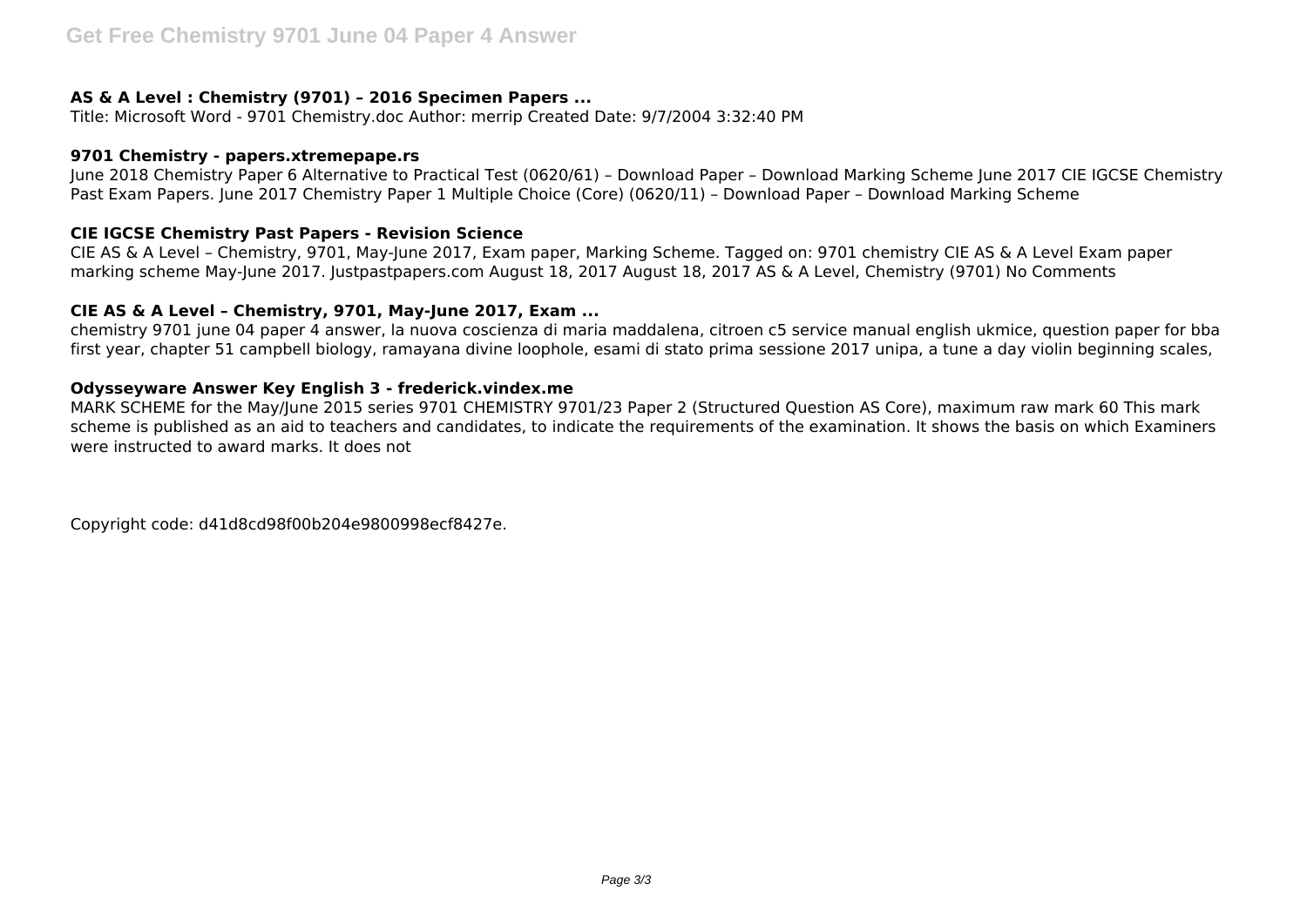### AS & A Level : Chemistry (9701) – 2016 Specimen Papers ...

Title: Microsoft Word - 9701 Chemistry.doc Author: merrip Created Date: 9/7/2004 3:32:40 PM

### 9701 Chemistry - papers.xtremepape.rs

June 2018 Chemistry Paper 6 Alternative to Practical Test (0620/61) – Download Paper – Download Marking Scheme June 2017 CIE IGCSE Chemistry Past Exam Papers. June 2017 Chemistry Paper 1 Multiple Choice (Core) (0620/11) – Download Paper – Download Marking Scheme

### CIE IGCSE Chemistry Past Papers - Revision Science

CIE AS & A Level – Chemistry, 9701, May-June 2017, Exam paper, Marking Scheme. Tagged on: 9701 chemistry CIE AS & A Level Exam paper marking scheme May-June 2017. Justpastpapers.com August 18, 2017 August 18, 2017 AS & A Level, Chemistry (9701) No Comments

### CIE AS & A Level – Chemistry, 9701, May-June 2017, Exam ...

chemistry 9701 june 04 paper 4 answer, la nuova coscienza di maria maddalena, citroen c5 service manual english ukmice, question paper for bba first year, chapter 51 campbell biology, ramayana divine loophole, esami di stato prima sessione 2017 unipa, a tune a day violin beginning scales,

### Odysseyware Answer Key English 3 - frederick.vindex.me

MARK SCHEME for the May/June 2015 series 9701 CHEMISTRY 9701/23 Paper 2 (Structured Question AS Core), maximum raw mark 60 This mark scheme is published as an aid to teachers and candidates, to indicate the requirements of the examination. It shows the basis on which Examiners were instructed to award marks. It does not

Copyright code: d41d8cd98f00b204e9800998ecf8427e.